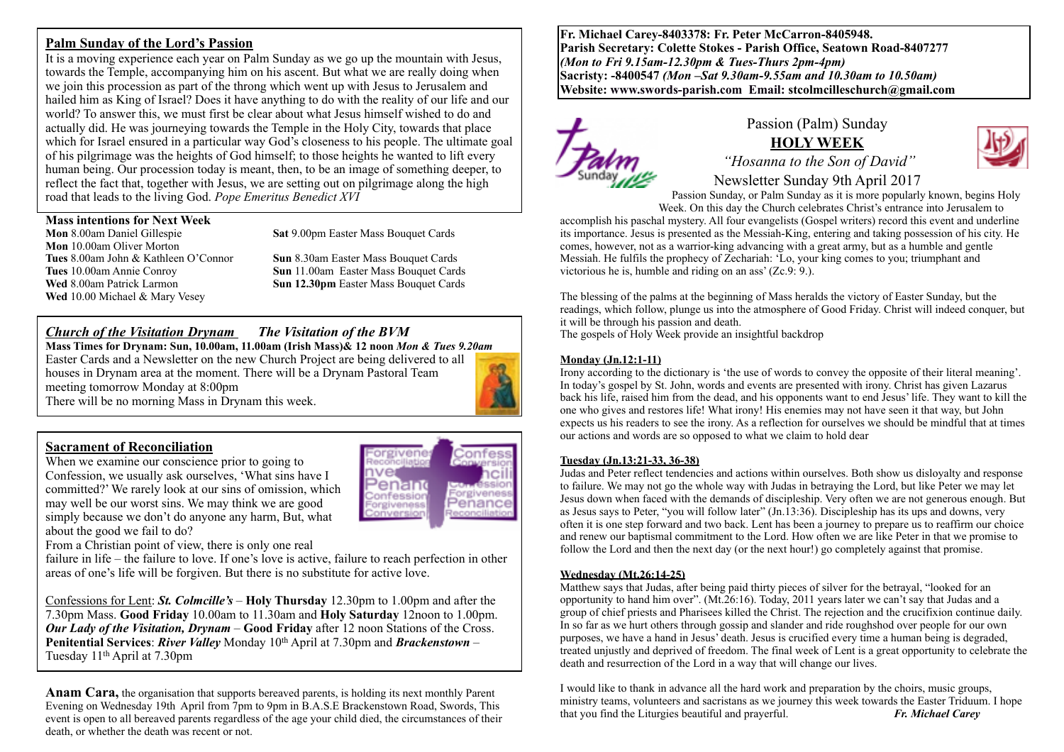## Palm Sunday of the Lord's Passion

It is a moving experience each year on Palm Sunday as we go up the mountain with Jesus, towards the Temple, accompanying him on his ascent. But what we are really doing when we join this procession as part of the throng which went up with Jesus to Jerusalem and hailed him as King of Israel? Does it have anything to do with the reality of our life and our world? To answer this, we must first be clear about what Jesus himself wished to do and actually did. He was journeying towards the Temple in the Holy City, towards that place which for Israel ensured in a particular way God's closeness to his people. The ultimate goal of his pilgrimage was the heights of God himself; to those heights he wanted to lift every human being. Our procession today is meant, then, to be an image of something deeper, to reflect the fact that, together with Jesus, we are setting out on pilgrimage along the high road that leads to the living God. *Pope Emeritus Benedict XVI*

### Mass intentions for Next Week

**Mon** 8.00am Daniel Gillespie
**Mon** 10.00am Oliver Morton
**Tues** 8.00am John & Kathleen O'Connor
**Tues** 10.00am Annie Conroy
**Wed** 8.00am Patrick Larmon
**Wed** 10.00 Michael & Mary Vesey

**Sat** 9.00pm Easter Mass Bouquet Cards
**Sun** 8.30am Easter Mass Bouquet Cards
**Sun** 11.00am Easter Mass Bouquet Cards
**Sun 12.30pm** Easter Mass Bouquet Cards

## *Church of the Visitation Drynam* — *The Visitation of the BVM*

**Mass Times for Drynam: Sun, 10.00am, 11.00am (Irish Mass)& 12 noon** ***Mon & Tues 9.20am***

Easter Cards and a Newsletter on the new Church Project are being delivered to all houses in Drynam area at the moment. There will be a Drynam Pastoral Team meeting tomorrow Monday at 8:00pm

There will be no morning Mass in Drynam this week.

## Sacrament of Reconciliation

When we examine our conscience prior to going to Confession, we usually ask ourselves, 'What sins have I committed?' We rarely look at our sins of omission, which may well be our worst sins. We may think we are good simply because we don't do anyone any harm, But, what about the good we fail to do?

From a Christian point of view, there is only one real failure in life – the failure to love. If one's love is active, failure to reach perfection in other areas of one's life will be forgiven. But there is no substitute for active love.

Confessions for Lent: ***St. Colmcille's*** – **Holy Thursday** 12.30pm to 1.00pm and after the 7.30pm Mass. **Good Friday** 10.00am to 11.30am and **Holy Saturday** 12noon to 1.00pm. ***Our Lady of the Visitation, Drynam*** – **Good Friday** after 12 noon Stations of the Cross. **Penitential Services**: ***River Valley*** Monday 10th April at 7.30pm and ***Brackenstown*** – Tuesday 11th April at 7.30pm

**Anam Cara,** the organisation that supports bereaved parents, is holding its next monthly Parent Evening on Wednesday 19th April from 7pm to 9pm in B.A.S.E Brackenstown Road, Swords, This event is open to all bereaved parents regardless of the age your child died, the circumstances of their death, or whether the death was recent or not.

**Fr. Michael Carey-8403378: Fr. Peter McCarron-8405948.**
**Parish Secretary: Colette Stokes - Parish Office, Seatown Road-8407277**
***(Mon to Fri 9.15am-12.30pm & Tues-Thurs 2pm-4pm)***
**Sacristy: -8400547** ***(Mon –Sat 9.30am-9.55am and 10.30am to 10.50am)***
**Website: www.swords-parish.com Email: stcolmcilleschurch@gmail.com**

# Passion (Palm) Sunday
## HOLY WEEK
*"Hosanna to the Son of David"*
Newsletter Sunday 9th April 2017

Passion Sunday, or Palm Sunday as it is more popularly known, begins Holy Week. On this day the Church celebrates Christ's entrance into Jerusalem to accomplish his paschal mystery. All four evangelists (Gospel writers) record this event and underline its importance. Jesus is presented as the Messiah-King, entering and taking possession of his city. He comes, however, not as a warrior-king advancing with a great army, but as a humble and gentle Messiah. He fulfils the prophecy of Zechariah: 'Lo, your king comes to you; triumphant and victorious he is, humble and riding on an ass' (Zc.9: 9.).

The blessing of the palms at the beginning of Mass heralds the victory of Easter Sunday, but the readings, which follow, plunge us into the atmosphere of Good Friday. Christ will indeed conquer, but it will be through his passion and death.
The gospels of Holy Week provide an insightful backdrop

**Monday (Jn.12:1-11)**
Irony according to the dictionary is 'the use of words to convey the opposite of their literal meaning'. In today's gospel by St. John, words and events are presented with irony. Christ has given Lazarus back his life, raised him from the dead, and his opponents want to end Jesus' life. They want to kill the one who gives and restores life! What irony! His enemies may not have seen it that way, but John expects us his readers to see the irony. As a reflection for ourselves we should be mindful that at times our actions and words are so opposed to what we claim to hold dear

**Tuesday (Jn.13:21-33, 36-38)**
Judas and Peter reflect tendencies and actions within ourselves. Both show us disloyalty and response to failure. We may not go the whole way with Judas in betraying the Lord, but like Peter we may let Jesus down when faced with the demands of discipleship. Very often we are not generous enough. But as Jesus says to Peter, "you will follow later" (Jn.13:36). Discipleship has its ups and downs, very often it is one step forward and two back. Lent has been a journey to prepare us to reaffirm our choice and renew our baptismal commitment to the Lord. How often we are like Peter in that we promise to follow the Lord and then the next day (or the next hour!) go completely against that promise.

**Wednesday (Mt.26:14-25)**
Matthew says that Judas, after being paid thirty pieces of silver for the betrayal, "looked for an opportunity to hand him over". (Mt.26:16). Today, 2011 years later we can't say that Judas and a group of chief priests and Pharisees killed the Christ. The rejection and the crucifixion continue daily. In so far as we hurt others through gossip and slander and ride roughshod over people for our own purposes, we have a hand in Jesus' death. Jesus is crucified every time a human being is degraded, treated unjustly and deprived of freedom. The final week of Lent is a great opportunity to celebrate the death and resurrection of the Lord in a way that will change our lives.

I would like to thank in advance all the hard work and preparation by the choirs, music groups, ministry teams, volunteers and sacristans as we journey this week towards the Easter Triduum. I hope that you find the Liturgies beautiful and prayerful. ***Fr. Michael Carey***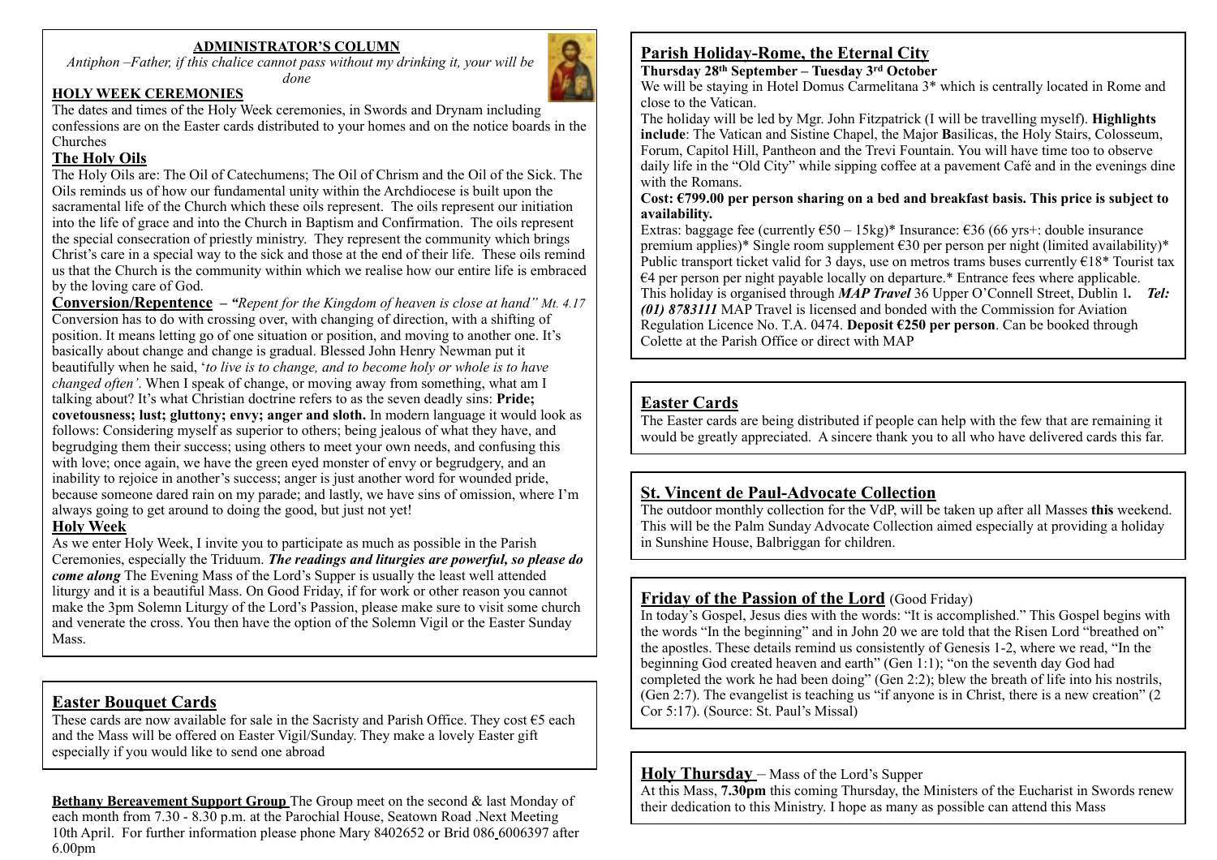## ADMINISTRATOR'S COLUMN

*Antiphon –Father, if this chalice cannot pass without my drinking it, your will be done*

### HOLY WEEK CEREMONIES

The dates and times of the Holy Week ceremonies, in Swords and Drynam including confessions are on the Easter cards distributed to your homes and on the notice boards in the Churches

### The Holy Oils

The Holy Oils are: The Oil of Catechumens; The Oil of Chrism and the Oil of the Sick. The Oils reminds us of how our fundamental unity within the Archdiocese is built upon the sacramental life of the Church which these oils represent. The oils represent our initiation into the life of grace and into the Church in Baptism and Confirmation. The oils represent the special consecration of priestly ministry. They represent the community which brings Christ's care in a special way to the sick and those at the end of their life. These oils remind us that the Church is the community within which we realise how our entire life is embraced by the loving care of God.

### Conversion/Repentence – *"Repent for the Kingdom of heaven is close at hand" Mt. 4.17*

Conversion has to do with crossing over, with changing of direction, with a shifting of position. It means letting go of one situation or position, and moving to another one. It's basically about change and change is gradual. Blessed John Henry Newman put it beautifully when he said, '*to live is to change, and to become holy or whole is to have changed often'*. When I speak of change, or moving away from something, what am I talking about? It's what Christian doctrine refers to as the seven deadly sins: **Pride; covetousness; lust; gluttony; envy; anger and sloth.** In modern language it would look as follows: Considering myself as superior to others; being jealous of what they have, and begrudging them their success; using others to meet your own needs, and confusing this with love; once again, we have the green eyed monster of envy or begrudgery, and an inability to rejoice in another's success; anger is just another word for wounded pride, because someone dared rain on my parade; and lastly, we have sins of omission, where I'm always going to get around to doing the good, but just not yet!

### Holy Week

As we enter Holy Week, I invite you to participate as much as possible in the Parish Ceremonies, especially the Triduum. ***The readings and liturgies are powerful, so please do come along*** The Evening Mass of the Lord's Supper is usually the least well attended liturgy and it is a beautiful Mass. On Good Friday, if for work or other reason you cannot make the 3pm Solemn Liturgy of the Lord's Passion, please make sure to visit some church and venerate the cross. You then have the option of the Solemn Vigil or the Easter Sunday Mass.

## Easter Bouquet Cards

These cards are now available for sale in the Sacristy and Parish Office. They cost €5 each and the Mass will be offered on Easter Vigil/Sunday. They make a lovely Easter gift especially if you would like to send one abroad

**Bethany Bereavement Support Group** The Group meet on the second & last Monday of each month from 7.30 - 8.30 p.m. at the Parochial House, Seatown Road .Next Meeting 10th April. For further information please phone Mary 8402652 or Brid 086 6006397 after 6.00pm

## Parish Holiday-Rome, the Eternal City

**Thursday 28th September – Tuesday 3rd October**

We will be staying in Hotel Domus Carmelitana 3* which is centrally located in Rome and close to the Vatican.

The holiday will be led by Mgr. John Fitzpatrick (I will be travelling myself). **Highlights include**: The Vatican and Sistine Chapel, the Major **B**asilicas, the Holy Stairs, Colosseum, Forum, Capitol Hill, Pantheon and the Trevi Fountain. You will have time too to observe daily life in the "Old City" while sipping coffee at a pavement Café and in the evenings dine with the Romans.

**Cost: €799.00 per person sharing on a bed and breakfast basis. This price is subject to availability.**

Extras: baggage fee (currently €50 – 15kg)* Insurance: €36 (66 yrs+: double insurance premium applies)* Single room supplement €30 per person per night (limited availability)* Public transport ticket valid for 3 days, use on metros trams buses currently €18* Tourist tax €4 per person per night payable locally on departure.* Entrance fees where applicable. This holiday is organised through ***MAP Travel*** 36 Upper O'Connell Street, Dublin 1**.** ***Tel: (01) 8783111*** MAP Travel is licensed and bonded with the Commission for Aviation Regulation Licence No. T.A. 0474. **Deposit €250 per person**. Can be booked through Colette at the Parish Office or direct with MAP

## Easter Cards

The Easter cards are being distributed if people can help with the few that are remaining it would be greatly appreciated. A sincere thank you to all who have delivered cards this far.

## St. Vincent de Paul-Advocate Collection

The outdoor monthly collection for the VdP, will be taken up after all Masses **this** weekend. This will be the Palm Sunday Advocate Collection aimed especially at providing a holiday in Sunshine House, Balbriggan for children.

## Friday of the Passion of the Lord (Good Friday)

In today's Gospel, Jesus dies with the words: "It is accomplished." This Gospel begins with the words "In the beginning" and in John 20 we are told that the Risen Lord "breathed on" the apostles. These details remind us consistently of Genesis 1-2, where we read, "In the beginning God created heaven and earth" (Gen 1:1); "on the seventh day God had completed the work he had been doing" (Gen 2:2); blew the breath of life into his nostrils, (Gen 2:7). The evangelist is teaching us "if anyone is in Christ, there is a new creation" (2 Cor 5:17). (Source: St. Paul's Missal)

## Holy Thursday – Mass of the Lord's Supper

At this Mass, **7.30pm** this coming Thursday, the Ministers of the Eucharist in Swords renew their dedication to this Ministry. I hope as many as possible can attend this Mass